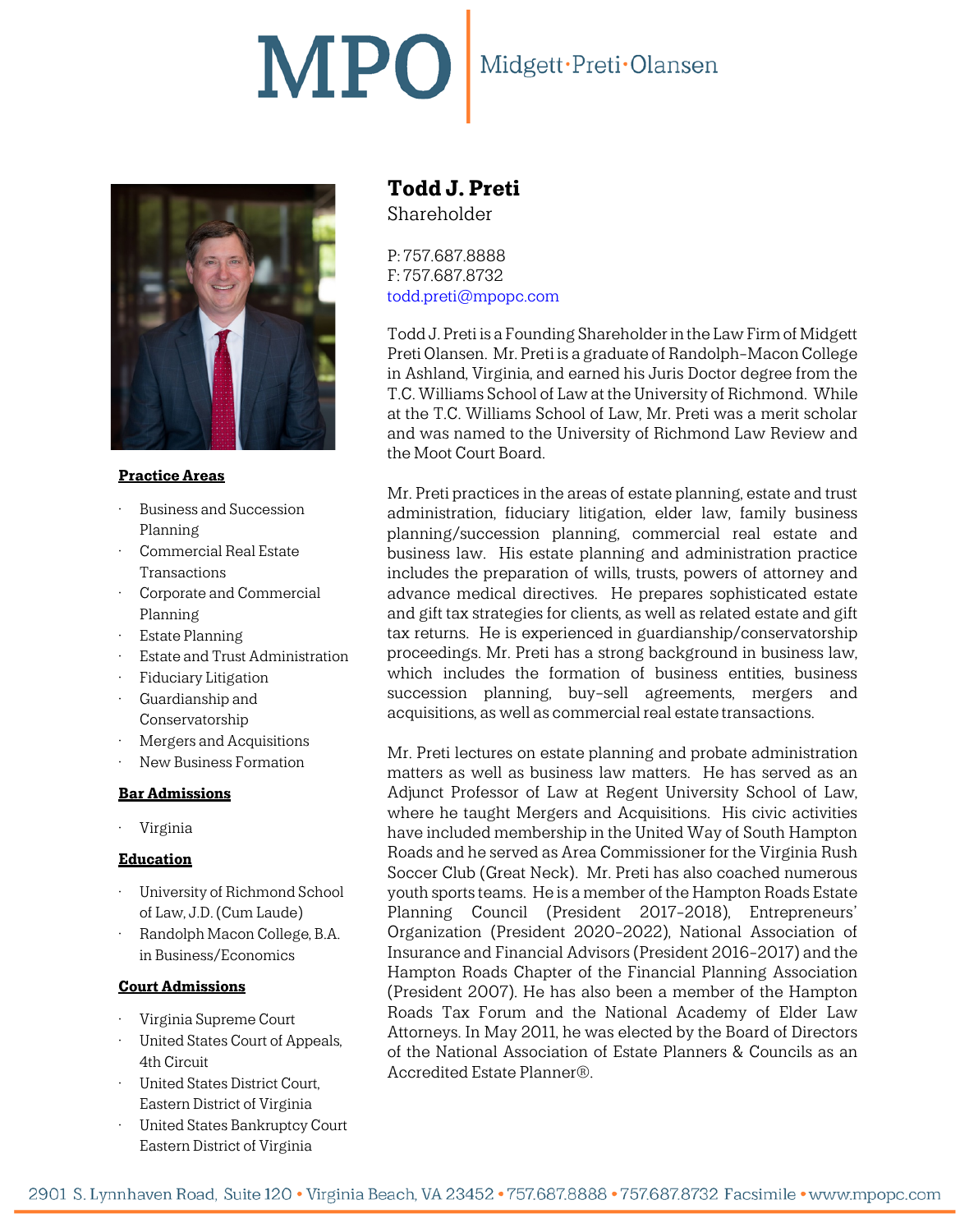# MPO | Midgett·Preti·Olansen

## Todd J. Preti

Shareholder

P: 757.687.8888
F: 757.687.8732
todd.preti@mpopc.com

Todd J. Preti is a Founding Shareholder in the Law Firm of Midgett Preti Olansen. Mr. Preti is a graduate of Randolph-Macon College in Ashland, Virginia, and earned his Juris Doctor degree from the T.C. Williams School of Law at the University of Richmond. While at the T.C. Williams School of Law, Mr. Preti was a merit scholar and was named to the University of Richmond Law Review and the Moot Court Board.

Mr. Preti practices in the areas of estate planning, estate and trust administration, fiduciary litigation, elder law, family business planning/succession planning, commercial real estate and business law. His estate planning and administration practice includes the preparation of wills, trusts, powers of attorney and advance medical directives. He prepares sophisticated estate and gift tax strategies for clients, as well as related estate and gift tax returns. He is experienced in guardianship/conservatorship proceedings. Mr. Preti has a strong background in business law, which includes the formation of business entities, business succession planning, buy-sell agreements, mergers and acquisitions, as well as commercial real estate transactions.

Mr. Preti lectures on estate planning and probate administration matters as well as business law matters. He has served as an Adjunct Professor of Law at Regent University School of Law, where he taught Mergers and Acquisitions. His civic activities have included membership in the United Way of South Hampton Roads and he served as Area Commissioner for the Virginia Rush Soccer Club (Great Neck). Mr. Preti has also coached numerous youth sports teams. He is a member of the Hampton Roads Estate Planning Council (President 2017-2018), Entrepreneurs' Organization (President 2020-2022), National Association of Insurance and Financial Advisors (President 2016-2017) and the Hampton Roads Chapter of the Financial Planning Association (President 2007). He has also been a member of the Hampton Roads Tax Forum and the National Academy of Elder Law Attorneys. In May 2011, he was elected by the Board of Directors of the National Association of Estate Planners & Councils as an Accredited Estate Planner®.

**Practice Areas**

- Business and Succession Planning
- Commercial Real Estate Transactions
- Corporate and Commercial Planning
- Estate Planning
- Estate and Trust Administration
- Fiduciary Litigation
- Guardianship and Conservatorship
- Mergers and Acquisitions
- New Business Formation

**Bar Admissions**

- Virginia

**Education**

- University of Richmond School of Law, J.D. (Cum Laude)
- Randolph Macon College, B.A. in Business/Economics

**Court Admissions**

- Virginia Supreme Court
- United States Court of Appeals, 4th Circuit
- United States District Court, Eastern District of Virginia
- United States Bankruptcy Court Eastern District of Virginia

2901 S. Lynnhaven Road, Suite 120 • Virginia Beach, VA 23452 • 757.687.8888 • 757.687.8732 Facsimile • www.mpopc.com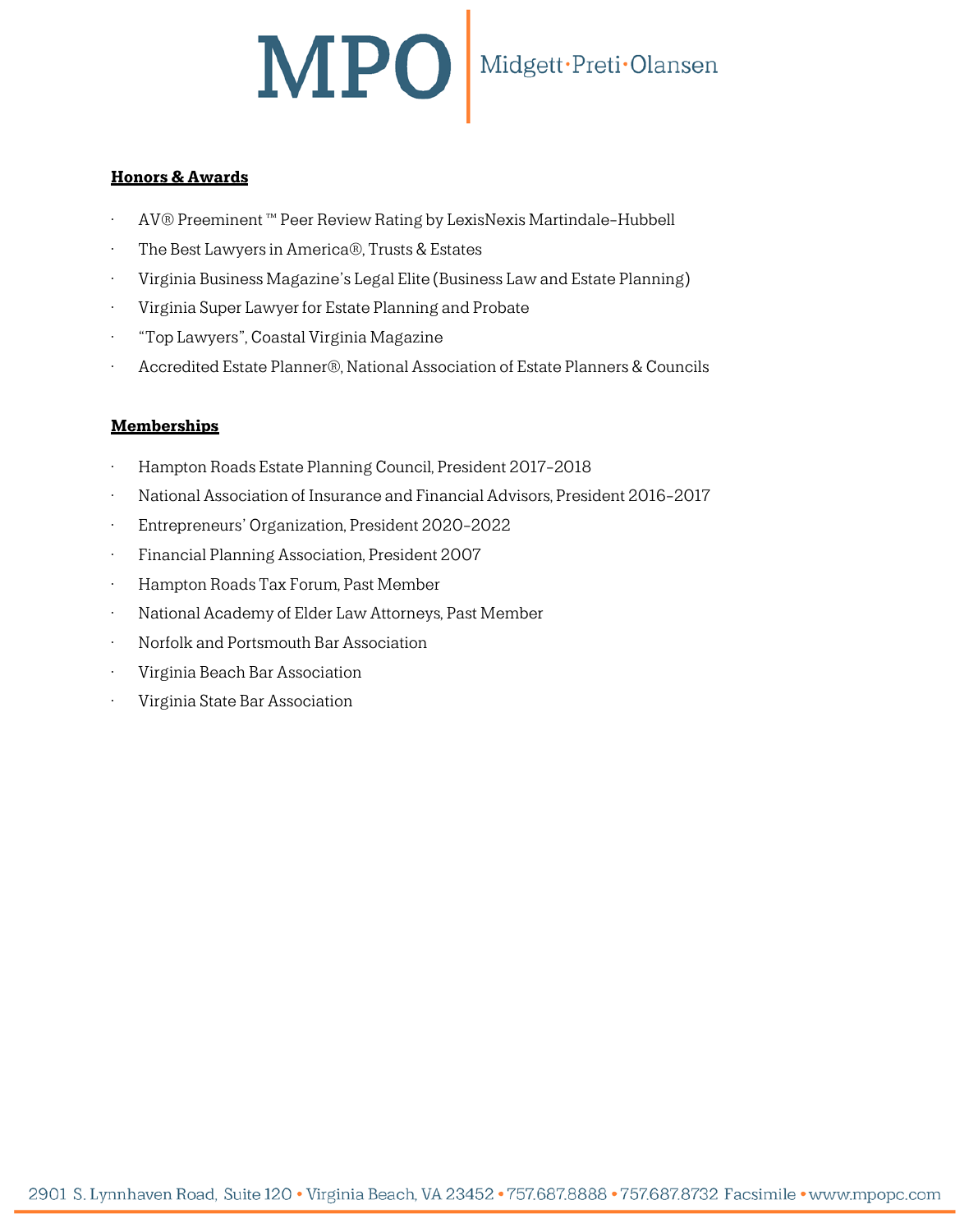**Honors & Awards**

- AV® Preeminent ™ Peer Review Rating by LexisNexis Martindale-Hubbell
- The Best Lawyers in America®, Trusts & Estates
- Virginia Business Magazine's Legal Elite (Business Law and Estate Planning)
- Virginia Super Lawyer for Estate Planning and Probate
- "Top Lawyers", Coastal Virginia Magazine
- Accredited Estate Planner®, National Association of Estate Planners & Councils

**Memberships**

- Hampton Roads Estate Planning Council, President 2017-2018
- National Association of Insurance and Financial Advisors, President 2016-2017
- Entrepreneurs' Organization, President 2020-2022
- Financial Planning Association, President 2007
- Hampton Roads Tax Forum, Past Member
- National Academy of Elder Law Attorneys, Past Member
- Norfolk and Portsmouth Bar Association
- Virginia Beach Bar Association
- Virginia State Bar Association